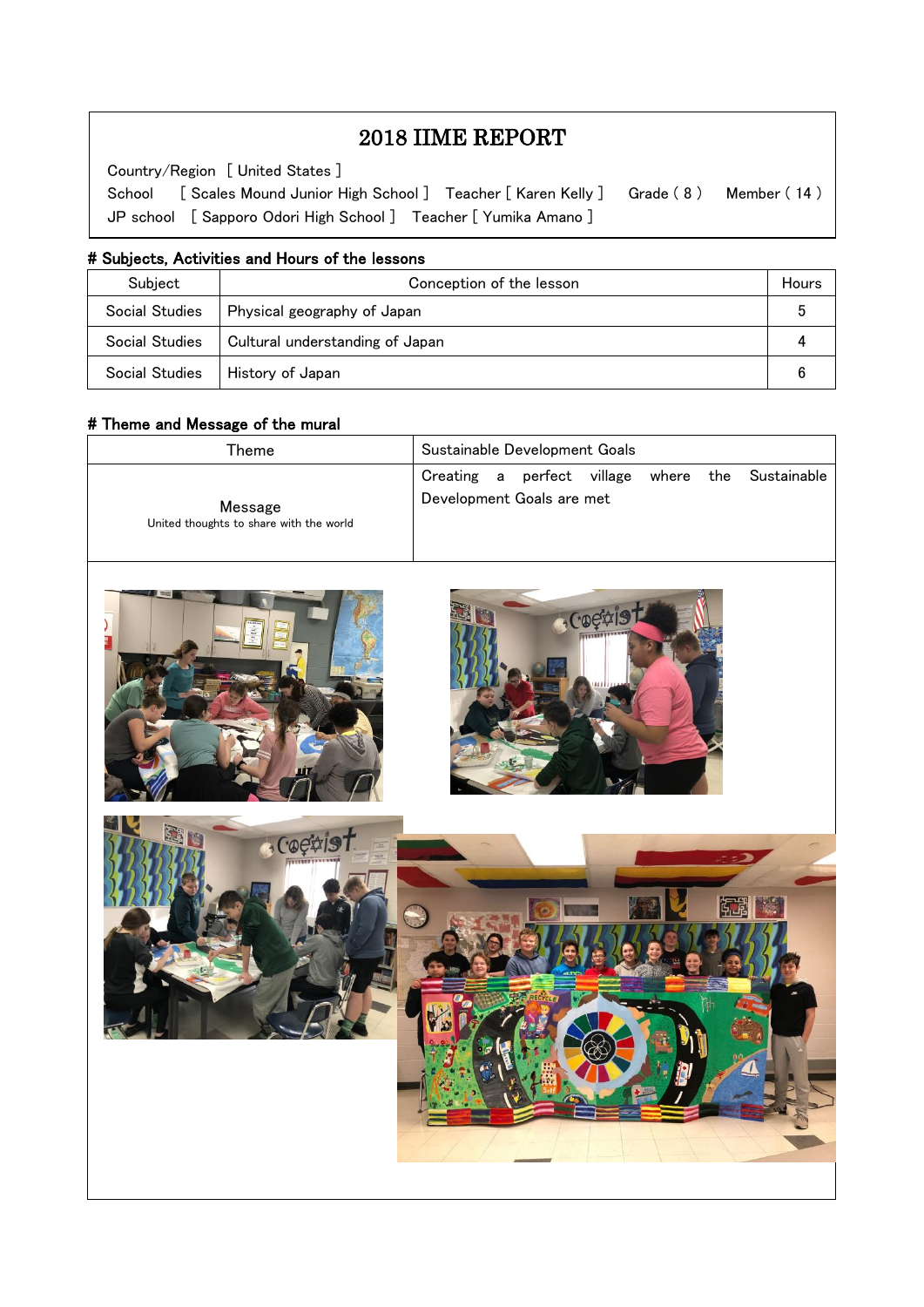# 2018 IIME REPORT

Country/Region [ United States ]

School [ Scales Mound Junior High School ] Teacher [ Karen Kelly ] Grade ( 8 ) Member ( 14 )

JP school [ Sapporo Odori High School ] Teacher [ Yumika Amano ]

## # Subjects, Activities and Hours of the lessons

| Subject | Conception of the lesson | Hours |
|---|---|---|
| Social Studies | Physical geography of Japan | 5 |
| Social Studies | Cultural understanding of Japan | 4 |
| Social Studies | History of Japan | 6 |

## # Theme and Message of the mural

| Theme | Sustainable Development Goals |
|---|---|
| Message<br>United thoughts to share with the world | Creating a perfect village where the Sustainable Development Goals are met |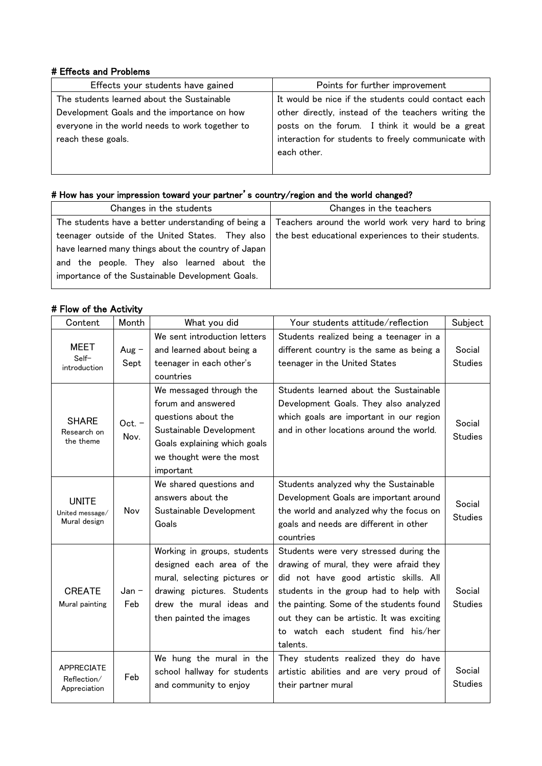# Effects and Problems

| Effects your students have gained | Points for further improvement |
|---|---|
| The students learned about the Sustainable Development Goals and the importance on how everyone in the world needs to work together to reach these goals. | It would be nice if the students could contact each other directly, instead of the teachers writing the posts on the forum. I think it would be a great interaction for students to freely communicate with each other. |

# How has your impression toward your partner's country/region and the world changed?

| Changes in the students | Changes in the teachers |
|---|---|
| The students have a better understanding of being a teenager outside of the United States. They also have learned many things about the country of Japan and the people. They also learned about the importance of the Sustainable Development Goals. | Teachers around the world work very hard to bring the best educational experiences to their students. |

# Flow of the Activity

| Content | Month | What you did | Your students attitude/reflection | Subject |
|---|---|---|---|---|
| MEET<br>Self-introduction | Aug – Sept | We sent introduction letters and learned about being a teenager in each other's countries | Students realized being a teenager in a different country is the same as being a teenager in the United States | Social Studies |
| SHARE<br>Research on the theme | Oct. – Nov. | We messaged through the forum and answered questions about the Sustainable Development Goals explaining which goals we thought were the most important | Students learned about the Sustainable Development Goals. They also analyzed which goals are important in our region and in other locations around the world. | Social Studies |
| UNITE<br>United message/ Mural design | Nov | We shared questions and answers about the Sustainable Development Goals | Students analyzed why the Sustainable Development Goals are important around the world and analyzed why the focus on goals and needs are different in other countries | Social Studies |
| CREATE<br>Mural painting | Jan – Feb | Working in groups, students designed each area of the mural, selecting pictures or drawing pictures. Students drew the mural ideas and then painted the images | Students were very stressed during the drawing of mural, they were afraid they did not have good artistic skills. All students in the group had to help with the painting. Some of the students found out they can be artistic. It was exciting to watch each student find his/her talents. | Social Studies |
| APPRECIATE<br>Reflection/ Appreciation | Feb | We hung the mural in the school hallway for students and community to enjoy | They students realized they do have artistic abilities and are very proud of their partner mural | Social Studies |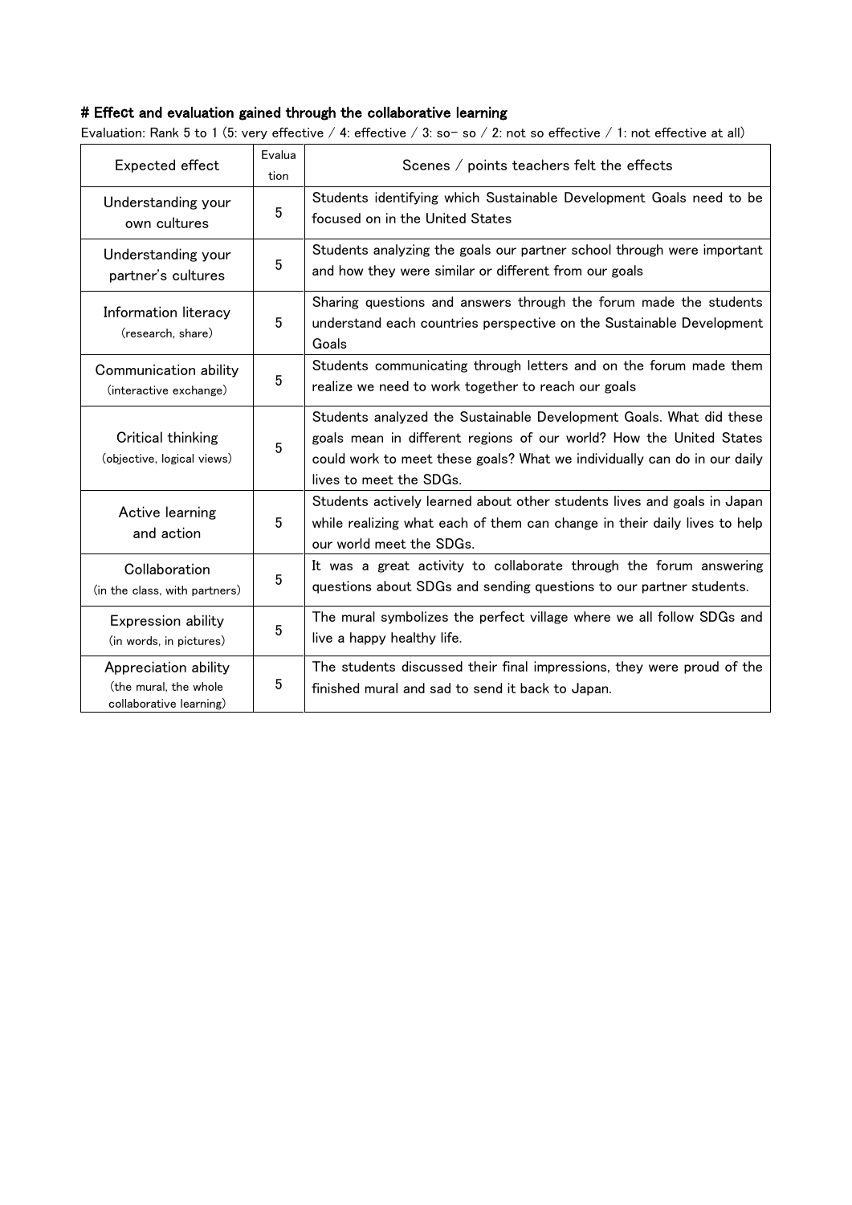# Effect and evaluation gained through the collaborative learning

Evaluation: Rank 5 to 1 (5: very effective / 4: effective / 3: so- so / 2: not so effective / 1: not effective at all)

| Expected effect | Evaluation | Scenes / points teachers felt the effects |
|---|---|---|
| Understanding your own cultures | 5 | Students identifying which Sustainable Development Goals need to be focused on in the United States |
| Understanding your partner's cultures | 5 | Students analyzing the goals our partner school through were important and how they were similar or different from our goals |
| Information literacy (research, share) | 5 | Sharing questions and answers through the forum made the students understand each countries perspective on the Sustainable Development Goals |
| Communication ability (interactive exchange) | 5 | Students communicating through letters and on the forum made them realize we need to work together to reach our goals |
| Critical thinking (objective, logical views) | 5 | Students analyzed the Sustainable Development Goals. What did these goals mean in different regions of our world? How the United States could work to meet these goals? What we individually can do in our daily lives to meet the SDGs. |
| Active learning and action | 5 | Students actively learned about other students lives and goals in Japan while realizing what each of them can change in their daily lives to help our world meet the SDGs. |
| Collaboration (in the class, with partners) | 5 | It was a great activity to collaborate through the forum answering questions about SDGs and sending questions to our partner students. |
| Expression ability (in words, in pictures) | 5 | The mural symbolizes the perfect village where we all follow SDGs and live a happy healthy life. |
| Appreciation ability (the mural, the whole collaborative learning) | 5 | The students discussed their final impressions, they were proud of the finished mural and sad to send it back to Japan. |